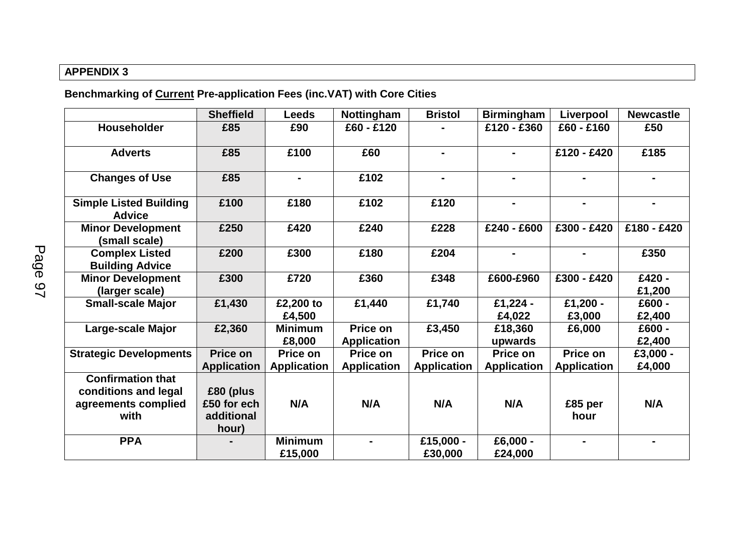**APPENDIX 3**

**Benchmarking of Current Pre-application Fees (inc.VAT) with Core Cities**

| | Sheffield | Leeds | Nottingham | Bristol | Birmingham | Liverpool | Newcastle |
|---|---|---|---|---|---|---|---|
| **Householder** | £85 | £90 | £60 - £120 | - | £120 - £360 | £60 - £160 | £50 |
| **Adverts** | £85 | £100 | £60 | - | - | £120 - £420 | £185 |
| **Changes of Use** | £85 | - | £102 | - | - | - | - |
| **Simple Listed Building Advice** | £100 | £180 | £102 | £120 | - | - | - |
| **Minor Development (small scale)** | £250 | £420 | £240 | £228 | £240 - £600 | £300 - £420 | £180 - £420 |
| **Complex Listed Building Advice** | £200 | £300 | £180 | £204 | - | - | £350 |
| **Minor Development (larger scale)** | £300 | £720 | £360 | £348 | £600-£960 | £300 - £420 | £420 - £1,200 |
| **Small-scale Major** | £1,430 | £2,200 to £4,500 | £1,440 | £1,740 | £1,224 - £4,022 | £1,200 - £3,000 | £600 - £2,400 |
| **Large-scale Major** | £2,360 | Minimum £8,000 | Price on Application | £3,450 | £18,360 upwards | £6,000 | £600 - £2,400 |
| **Strategic Developments** | Price on Application | Price on Application | Price on Application | Price on Application | Price on Application | Price on Application | £3,000 - £4,000 |
| **Confirmation that conditions and legal agreements complied with** | £80 (plus £50 for ech additional hour) | N/A | N/A | N/A | N/A | £85 per hour | N/A |
| **PPA** | - | Minimum £15,000 | - | £15,000 - £30,000 | £6,000 - £24,000 | - | - |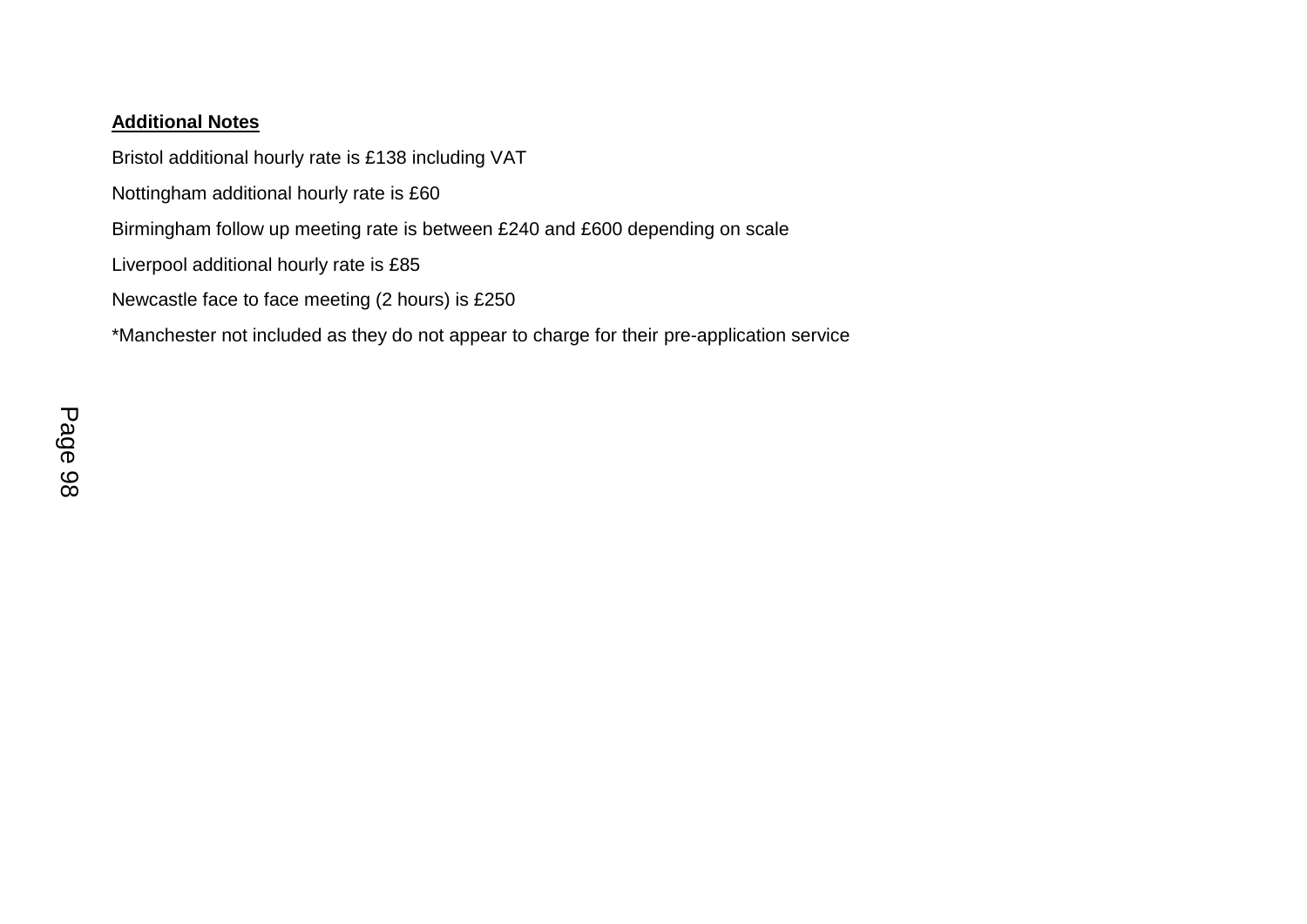**Additional Notes**

Bristol additional hourly rate is £138 including VAT

Nottingham additional hourly rate is £60

Birmingham follow up meeting rate is between £240 and £600 depending on scale

Liverpool additional hourly rate is £85

Newcastle face to face meeting (2 hours) is £250

*Manchester not included as they do not appear to charge for their pre-application service